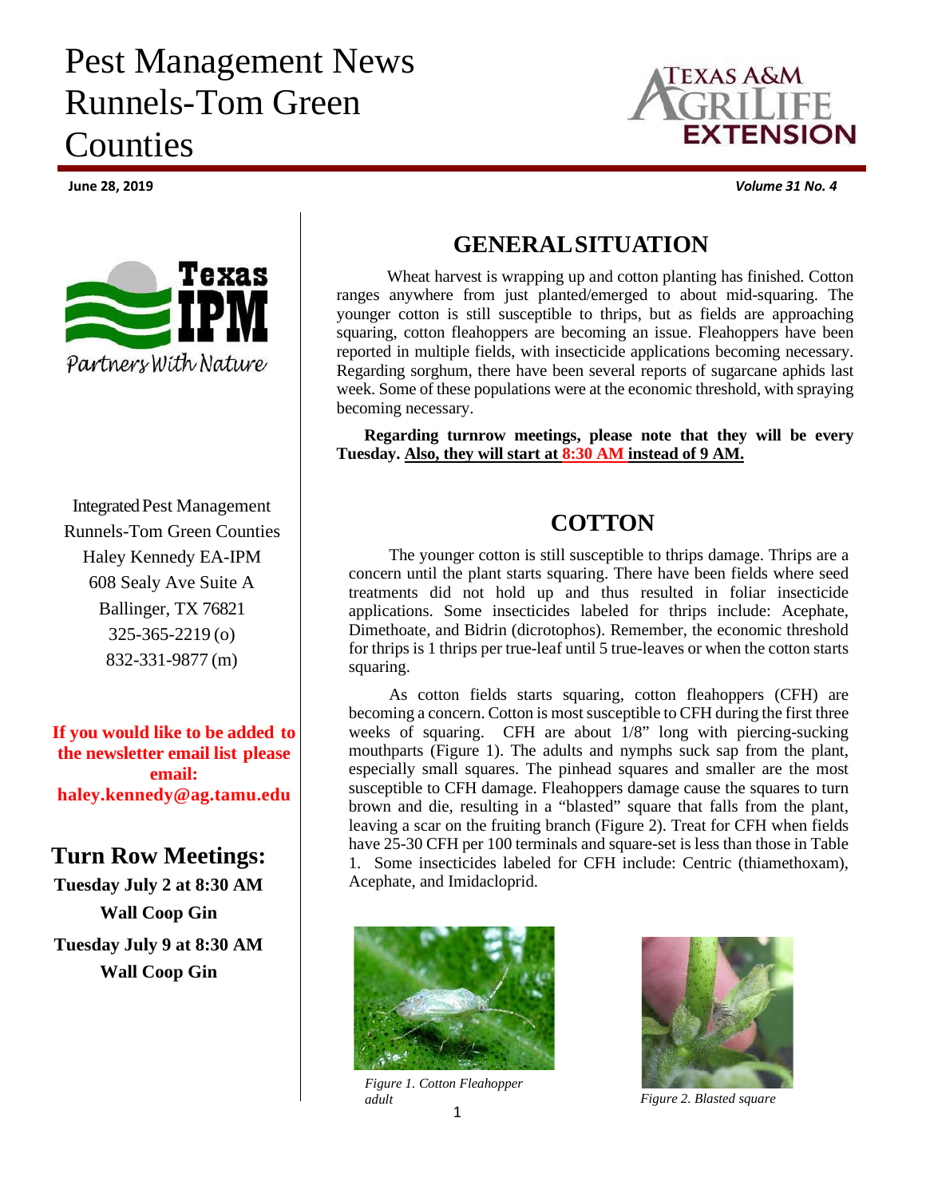# Pest Management News Runnels-Tom Green Counties

**June 28, 2019** ***Volume 31 No. 4***

Integrated Pest Management
Runnels-Tom Green Counties
Haley Kennedy EA-IPM
608 Sealy Ave Suite A
Ballinger, TX 76821
325-365-2219 (o)
832-331-9877 (m)

**If you would like to be added to the newsletter email list please email: haley.kennedy@ag.tamu.edu**

## Turn Row Meetings:

**Tuesday July 2 at 8:30 AM**
**Wall Coop Gin**

**Tuesday July 9 at 8:30 AM**
**Wall Coop Gin**

## GENERAL SITUATION

Wheat harvest is wrapping up and cotton planting has finished. Cotton ranges anywhere from just planted/emerged to about mid-squaring. The younger cotton is still susceptible to thrips, but as fields are approaching squaring, cotton fleahoppers are becoming an issue. Fleahoppers have been reported in multiple fields, with insecticide applications becoming necessary. Regarding sorghum, there have been several reports of sugarcane aphids last week. Some of these populations were at the economic threshold, with spraying becoming necessary.

**Regarding turnrow meetings, please note that they will be every Tuesday. Also, they will start at 8:30 AM instead of 9 AM.**

## COTTON

The younger cotton is still susceptible to thrips damage. Thrips are a concern until the plant starts squaring. There have been fields where seed treatments did not hold up and thus resulted in foliar insecticide applications. Some insecticides labeled for thrips include: Acephate, Dimethoate, and Bidrin (dicrotophos). Remember, the economic threshold for thrips is 1 thrips per true-leaf until 5 true-leaves or when the cotton starts squaring.

As cotton fields starts squaring, cotton fleahoppers (CFH) are becoming a concern. Cotton is most susceptible to CFH during the first three weeks of squaring. CFH are about 1/8" long with piercing-sucking mouthparts (Figure 1). The adults and nymphs suck sap from the plant, especially small squares. The pinhead squares and smaller are the most susceptible to CFH damage. Fleahoppers damage cause the squares to turn brown and die, resulting in a "blasted" square that falls from the plant, leaving a scar on the fruiting branch (Figure 2). Treat for CFH when fields have 25-30 CFH per 100 terminals and square-set is less than those in Table 1. Some insecticides labeled for CFH include: Centric (thiamethoxam), Acephate, and Imidacloprid.

*Figure 1. Cotton Fleahopper adult*

*Figure 2. Blasted square*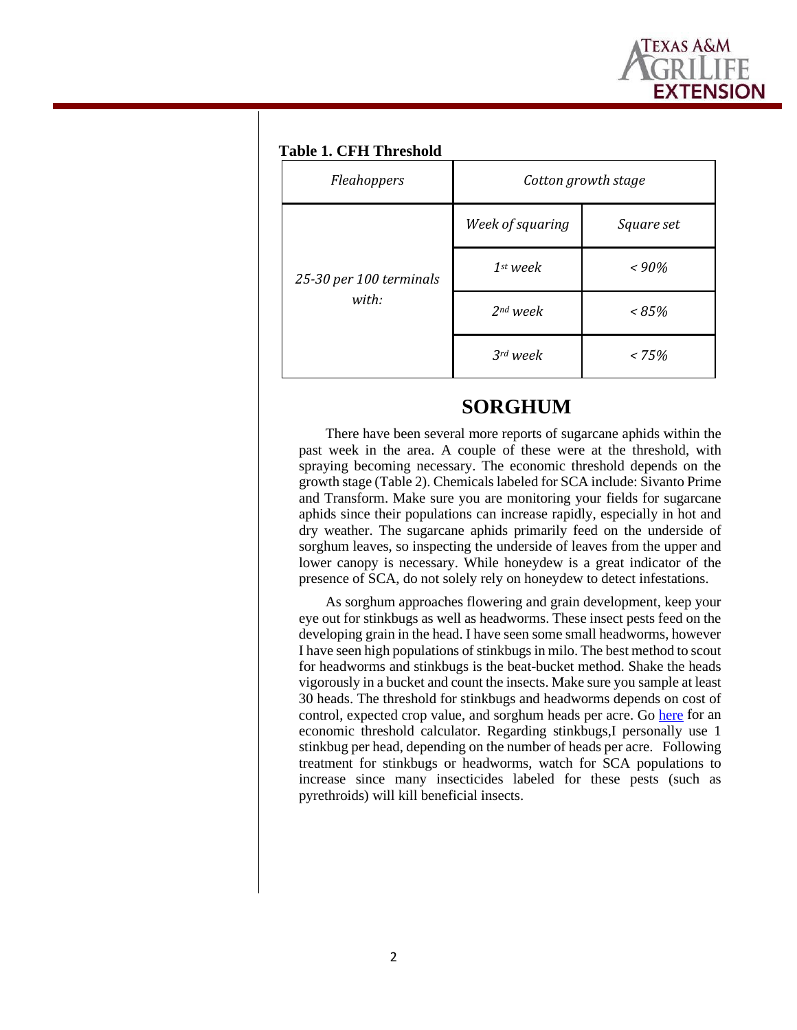**Table 1. CFH Threshold**

| *Fleahoppers* | *Cotton growth stage* | |
|---|---|---|
| *25-30 per 100 terminals with:* | *Week of squaring* | *Square set* |
| | *1st week* | *< 90%* |
| | *2nd week* | *< 85%* |
| | *3rd week* | *< 75%* |

## SORGHUM

There have been several more reports of sugarcane aphids within the past week in the area. A couple of these were at the threshold, with spraying becoming necessary. The economic threshold depends on the growth stage (Table 2). Chemicals labeled for SCA include: Sivanto Prime and Transform. Make sure you are monitoring your fields for sugarcane aphids since their populations can increase rapidly, especially in hot and dry weather. The sugarcane aphids primarily feed on the underside of sorghum leaves, so inspecting the underside of leaves from the upper and lower canopy is necessary. While honeydew is a great indicator of the presence of SCA, do not solely rely on honeydew to detect infestations.

As sorghum approaches flowering and grain development, keep your eye out for stinkbugs as well as headworms. These insect pests feed on the developing grain in the head. I have seen some small headworms, however I have seen high populations of stinkbugs in milo. The best method to scout for headworms and stinkbugs is the beat-bucket method. Shake the heads vigorously in a bucket and count the insects. Make sure you sample at least 30 heads. The threshold for stinkbugs and headworms depends on cost of control, expected crop value, and sorghum heads per acre. Go here for an economic threshold calculator. Regarding stinkbugs,I personally use 1 stinkbug per head, depending on the number of heads per acre. Following treatment for stinkbugs or headworms, watch for SCA populations to increase since many insecticides labeled for these pests (such as pyrethroids) will kill beneficial insects.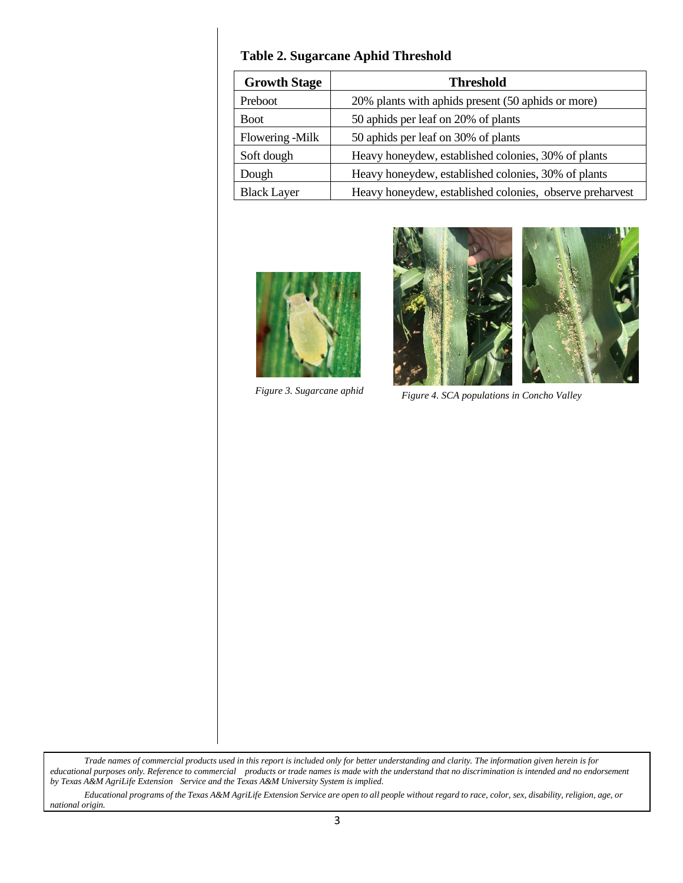**Table 2. Sugarcane Aphid Threshold**

| Growth Stage | Threshold |
| --- | --- |
| Preboot | 20% plants with aphids present (50 aphids or more) |
| Boot | 50 aphids per leaf on 20% of plants |
| Flowering -Milk | 50 aphids per leaf on 30% of plants |
| Soft dough | Heavy honeydew, established colonies, 30% of plants |
| Dough | Heavy honeydew, established colonies, 30% of plants |
| Black Layer | Heavy honeydew, established colonies, observe preharvest |

*Figure 3. Sugarcane aphid*

*Figure 4. SCA populations in Concho Valley*

*Trade names of commercial products used in this report is included only for better understanding and clarity. The information given herein is for educational purposes only. Reference to commercial products or trade names is made with the understand that no discrimination is intended and no endorsement by Texas A&M AgriLife Extension Service and the Texas A&M University System is implied.*

*Educational programs of the Texas A&M AgriLife Extension Service are open to all people without regard to race, color, sex, disability, religion, age, or national origin.*